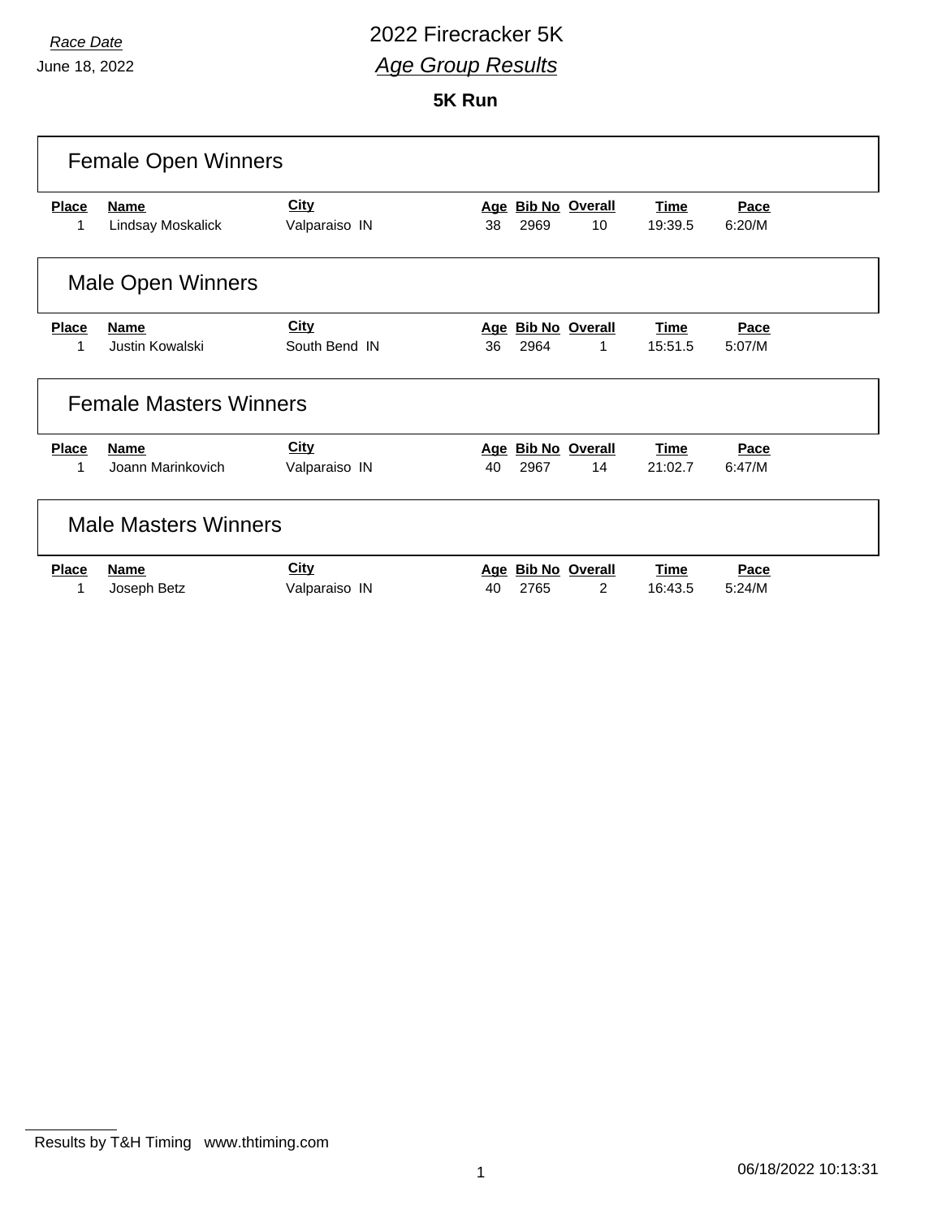*Race Date*

June 18, 2022

# 2022 Firecracker 5K

## *Age Group Results*

### 5K Run

## Female Open Winners

| Place | Name | City | Age | Bib No | Overall | Time | Pace |
|---|---|---|---|---|---|---|---|
| 1 | Lindsay Moskalick | Valparaiso IN | 38 | 2969 | 10 | 19:39.5 | 6:20/M |

## Male Open Winners

| Place | Name | City | Age | Bib No | Overall | Time | Pace |
|---|---|---|---|---|---|---|---|
| 1 | Justin Kowalski | South Bend IN | 36 | 2964 | 1 | 15:51.5 | 5:07/M |

## Female Masters Winners

| Place | Name | City | Age | Bib No | Overall | Time | Pace |
|---|---|---|---|---|---|---|---|
| 1 | Joann Marinkovich | Valparaiso IN | 40 | 2967 | 14 | 21:02.7 | 6:47/M |

## Male Masters Winners

| Place | Name | City | Age | Bib No | Overall | Time | Pace |
|---|---|---|---|---|---|---|---|
| 1 | Joseph Betz | Valparaiso IN | 40 | 2765 | 2 | 16:43.5 | 5:24/M |

Results by T&H Timing www.thtiming.com

06/18/2022 10:13:31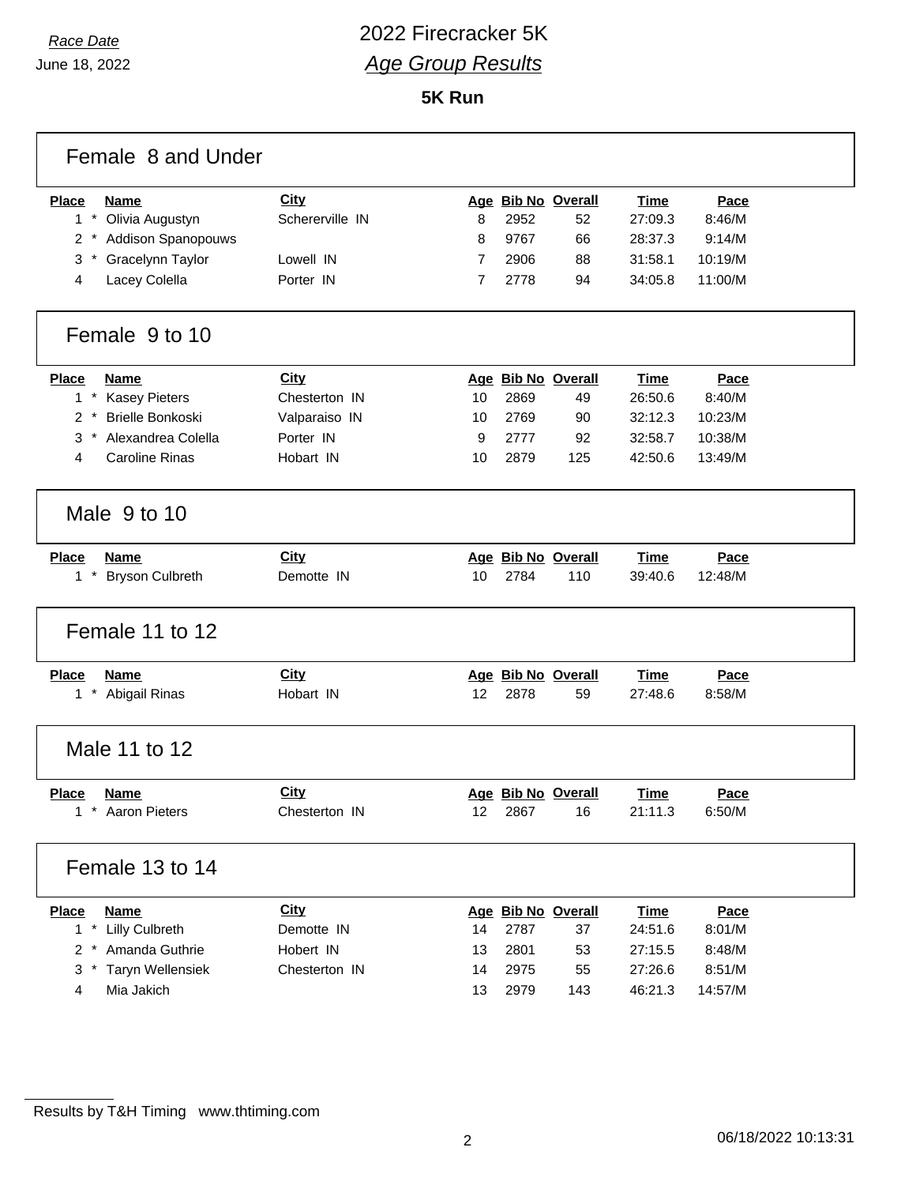Race Date
June 18, 2022

# 2022 Firecracker 5K
## *Age Group Results*

### 5K Run

### Female 8 and Under

| Place | Name | City | Age | Bib No | Overall | Time | Pace |
|---|---|---|---|---|---|---|---|
| 1 * | Olivia Augustyn | Schererville IN | 8 | 2952 | 52 | 27:09.3 | 8:46/M |
| 2 * | Addison Spanopouws | | 8 | 9767 | 66 | 28:37.3 | 9:14/M |
| 3 * | Gracelynn Taylor | Lowell IN | 7 | 2906 | 88 | 31:58.1 | 10:19/M |
| 4 | Lacey Colella | Porter IN | 7 | 2778 | 94 | 34:05.8 | 11:00/M |

### Female 9 to 10

| Place | Name | City | Age | Bib No | Overall | Time | Pace |
|---|---|---|---|---|---|---|---|
| 1 * | Kasey Pieters | Chesterton IN | 10 | 2869 | 49 | 26:50.6 | 8:40/M |
| 2 * | Brielle Bonkoski | Valparaiso IN | 10 | 2769 | 90 | 32:12.3 | 10:23/M |
| 3 * | Alexandrea Colella | Porter IN | 9 | 2777 | 92 | 32:58.7 | 10:38/M |
| 4 | Caroline Rinas | Hobart IN | 10 | 2879 | 125 | 42:50.6 | 13:49/M |

### Male 9 to 10

| Place | Name | City | Age | Bib No | Overall | Time | Pace |
|---|---|---|---|---|---|---|---|
| 1 * | Bryson Culbreth | Demotte IN | 10 | 2784 | 110 | 39:40.6 | 12:48/M |

### Female 11 to 12

| Place | Name | City | Age | Bib No | Overall | Time | Pace |
|---|---|---|---|---|---|---|---|
| 1 * | Abigail Rinas | Hobart IN | 12 | 2878 | 59 | 27:48.6 | 8:58/M |

### Male 11 to 12

| Place | Name | City | Age | Bib No | Overall | Time | Pace |
|---|---|---|---|---|---|---|---|
| 1 * | Aaron Pieters | Chesterton IN | 12 | 2867 | 16 | 21:11.3 | 6:50/M |

### Female 13 to 14

| Place | Name | City | Age | Bib No | Overall | Time | Pace |
|---|---|---|---|---|---|---|---|
| 1 * | Lilly Culbreth | Demotte IN | 14 | 2787 | 37 | 24:51.6 | 8:01/M |
| 2 * | Amanda Guthrie | Hobert IN | 13 | 2801 | 53 | 27:15.5 | 8:48/M |
| 3 * | Taryn Wellensiek | Chesterton IN | 14 | 2975 | 55 | 27:26.6 | 8:51/M |
| 4 | Mia Jakich | | 13 | 2979 | 143 | 46:21.3 | 14:57/M |

Results by T&H Timing www.thtiming.com

06/18/2022 10:13:31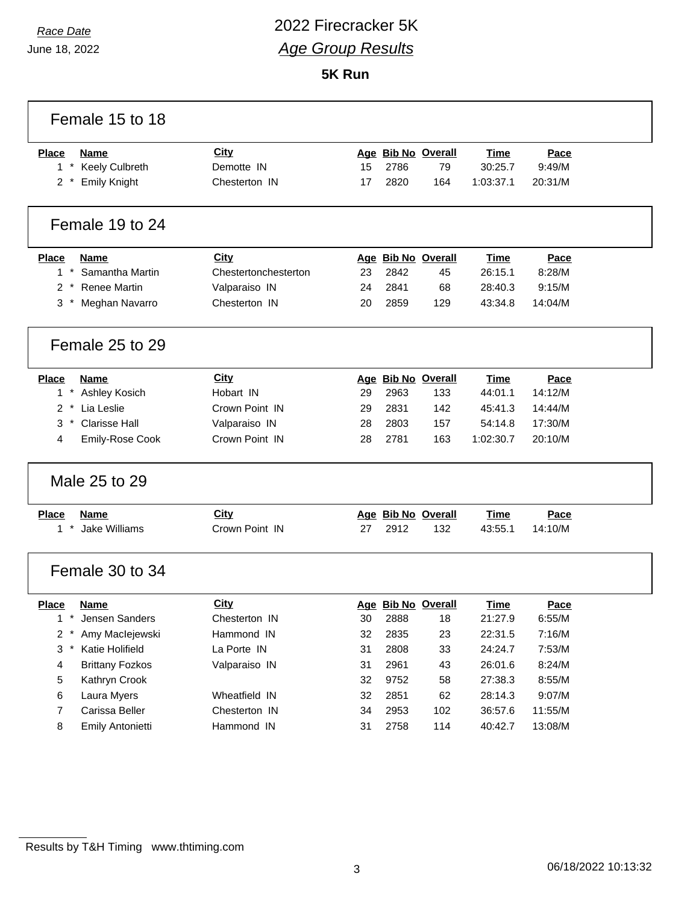Race Date

June 18, 2022

# 2022 Firecracker 5K

## *Age Group Results*

**5K Run**

### Female 15 to 18

| Place | Name | City | Age | Bib No | Overall | Time | Pace |
|---|---|---|---|---|---|---|---|
| 1 * | Keely Culbreth | Demotte IN | 15 | 2786 | 79 | 30:25.7 | 9:49/M |
| 2 * | Emily Knight | Chesterton IN | 17 | 2820 | 164 | 1:03:37.1 | 20:31/M |

### Female 19 to 24

| Place | Name | City | Age | Bib No | Overall | Time | Pace |
|---|---|---|---|---|---|---|---|
| 1 * | Samantha Martin | Chestertonchesterton | 23 | 2842 | 45 | 26:15.1 | 8:28/M |
| 2 * | Renee Martin | Valparaiso IN | 24 | 2841 | 68 | 28:40.3 | 9:15/M |
| 3 * | Meghan Navarro | Chesterton IN | 20 | 2859 | 129 | 43:34.8 | 14:04/M |

### Female 25 to 29

| Place | Name | City | Age | Bib No | Overall | Time | Pace |
|---|---|---|---|---|---|---|---|
| 1 * | Ashley Kosich | Hobart IN | 29 | 2963 | 133 | 44:01.1 | 14:12/M |
| 2 * | Lia Leslie | Crown Point IN | 29 | 2831 | 142 | 45:41.3 | 14:44/M |
| 3 * | Clarisse Hall | Valparaiso IN | 28 | 2803 | 157 | 54:14.8 | 17:30/M |
| 4 | Emily-Rose Cook | Crown Point IN | 28 | 2781 | 163 | 1:02:30.7 | 20:10/M |

### Male 25 to 29

| Place | Name | City | Age | Bib No | Overall | Time | Pace |
|---|---|---|---|---|---|---|---|
| 1 * | Jake Williams | Crown Point IN | 27 | 2912 | 132 | 43:55.1 | 14:10/M |

### Female 30 to 34

| Place | Name | City | Age | Bib No | Overall | Time | Pace |
|---|---|---|---|---|---|---|---|
| 1 * | Jensen Sanders | Chesterton IN | 30 | 2888 | 18 | 21:27.9 | 6:55/M |
| 2 * | Amy MacIejewski | Hammond IN | 32 | 2835 | 23 | 22:31.5 | 7:16/M |
| 3 * | Katie Holifield | La Porte IN | 31 | 2808 | 33 | 24:24.7 | 7:53/M |
| 4 | Brittany Fozkos | Valparaiso IN | 31 | 2961 | 43 | 26:01.6 | 8:24/M |
| 5 | Kathryn Crook | | 32 | 9752 | 58 | 27:38.3 | 8:55/M |
| 6 | Laura Myers | Wheatfield IN | 32 | 2851 | 62 | 28:14.3 | 9:07/M |
| 7 | Carissa Beller | Chesterton IN | 34 | 2953 | 102 | 36:57.6 | 11:55/M |
| 8 | Emily Antonietti | Hammond IN | 31 | 2758 | 114 | 40:42.7 | 13:08/M |

Results by T&H Timing www.thtiming.com

06/18/2022 10:13:32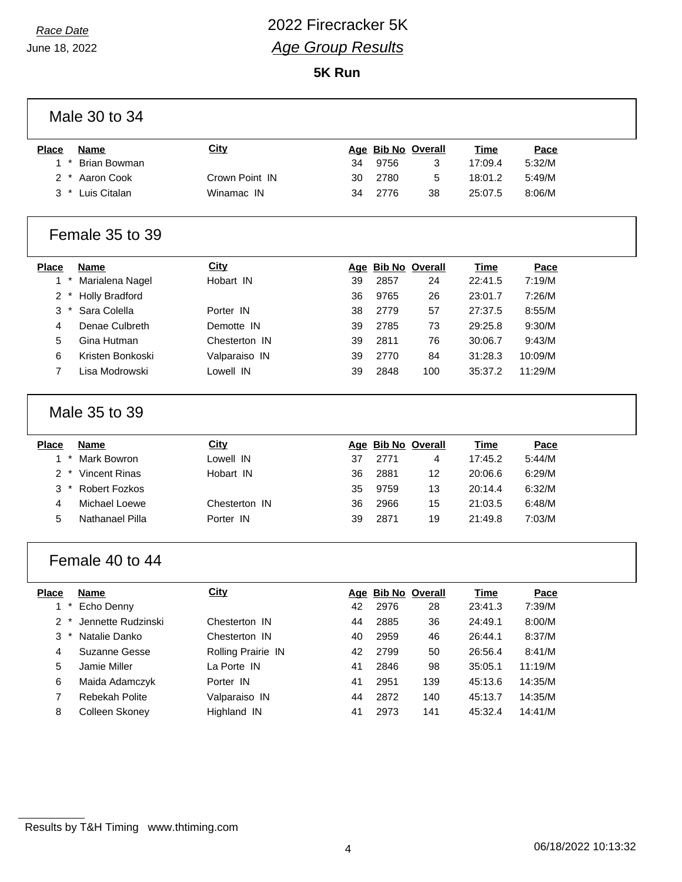*Race Date*

June 18, 2022

# 2022 Firecracker 5K

## *Age Group Results*

**5K Run**

### Male 30 to 34

| Place | Name | City | Age | Bib No | Overall | Time | Pace |
|---|---|---|---|---|---|---|---|
| 1 * | Brian Bowman | | 34 | 9756 | 3 | 17:09.4 | 5:32/M |
| 2 * | Aaron Cook | Crown Point IN | 30 | 2780 | 5 | 18:01.2 | 5:49/M |
| 3 * | Luis Citalan | Winamac IN | 34 | 2776 | 38 | 25:07.5 | 8:06/M |

### Female 35 to 39

| Place | Name | City | Age | Bib No | Overall | Time | Pace |
|---|---|---|---|---|---|---|---|
| 1 * | Marialena Nagel | Hobart IN | 39 | 2857 | 24 | 22:41.5 | 7:19/M |
| 2 * | Holly Bradford | | 36 | 9765 | 26 | 23:01.7 | 7:26/M |
| 3 * | Sara Colella | Porter IN | 38 | 2779 | 57 | 27:37.5 | 8:55/M |
| 4 | Denae Culbreth | Demotte IN | 39 | 2785 | 73 | 29:25.8 | 9:30/M |
| 5 | Gina Hutman | Chesterton IN | 39 | 2811 | 76 | 30:06.7 | 9:43/M |
| 6 | Kristen Bonkoski | Valparaiso IN | 39 | 2770 | 84 | 31:28.3 | 10:09/M |
| 7 | Lisa Modrowski | Lowell IN | 39 | 2848 | 100 | 35:37.2 | 11:29/M |

### Male 35 to 39

| Place | Name | City | Age | Bib No | Overall | Time | Pace |
|---|---|---|---|---|---|---|---|
| 1 * | Mark Bowron | Lowell IN | 37 | 2771 | 4 | 17:45.2 | 5:44/M |
| 2 * | Vincent Rinas | Hobart IN | 36 | 2881 | 12 | 20:06.6 | 6:29/M |
| 3 * | Robert Fozkos | | 35 | 9759 | 13 | 20:14.4 | 6:32/M |
| 4 | Michael Loewe | Chesterton IN | 36 | 2966 | 15 | 21:03.5 | 6:48/M |
| 5 | Nathanael Pilla | Porter IN | 39 | 2871 | 19 | 21:49.8 | 7:03/M |

### Female 40 to 44

| Place | Name | City | Age | Bib No | Overall | Time | Pace |
|---|---|---|---|---|---|---|---|
| 1 * | Echo Denny | | 42 | 2976 | 28 | 23:41.3 | 7:39/M |
| 2 * | Jennette Rudzinski | Chesterton IN | 44 | 2885 | 36 | 24:49.1 | 8:00/M |
| 3 * | Natalie Danko | Chesterton IN | 40 | 2959 | 46 | 26:44.1 | 8:37/M |
| 4 | Suzanne Gesse | Rolling Prairie IN | 42 | 2799 | 50 | 26:56.4 | 8:41/M |
| 5 | Jamie Miller | La Porte IN | 41 | 2846 | 98 | 35:05.1 | 11:19/M |
| 6 | Maida Adamczyk | Porter IN | 41 | 2951 | 139 | 45:13.6 | 14:35/M |
| 7 | Rebekah Polite | Valparaiso IN | 44 | 2872 | 140 | 45:13.7 | 14:35/M |
| 8 | Colleen Skoney | Highland IN | 41 | 2973 | 141 | 45:32.4 | 14:41/M |

Results by T&H Timing www.thtiming.com

06/18/2022 10:13:32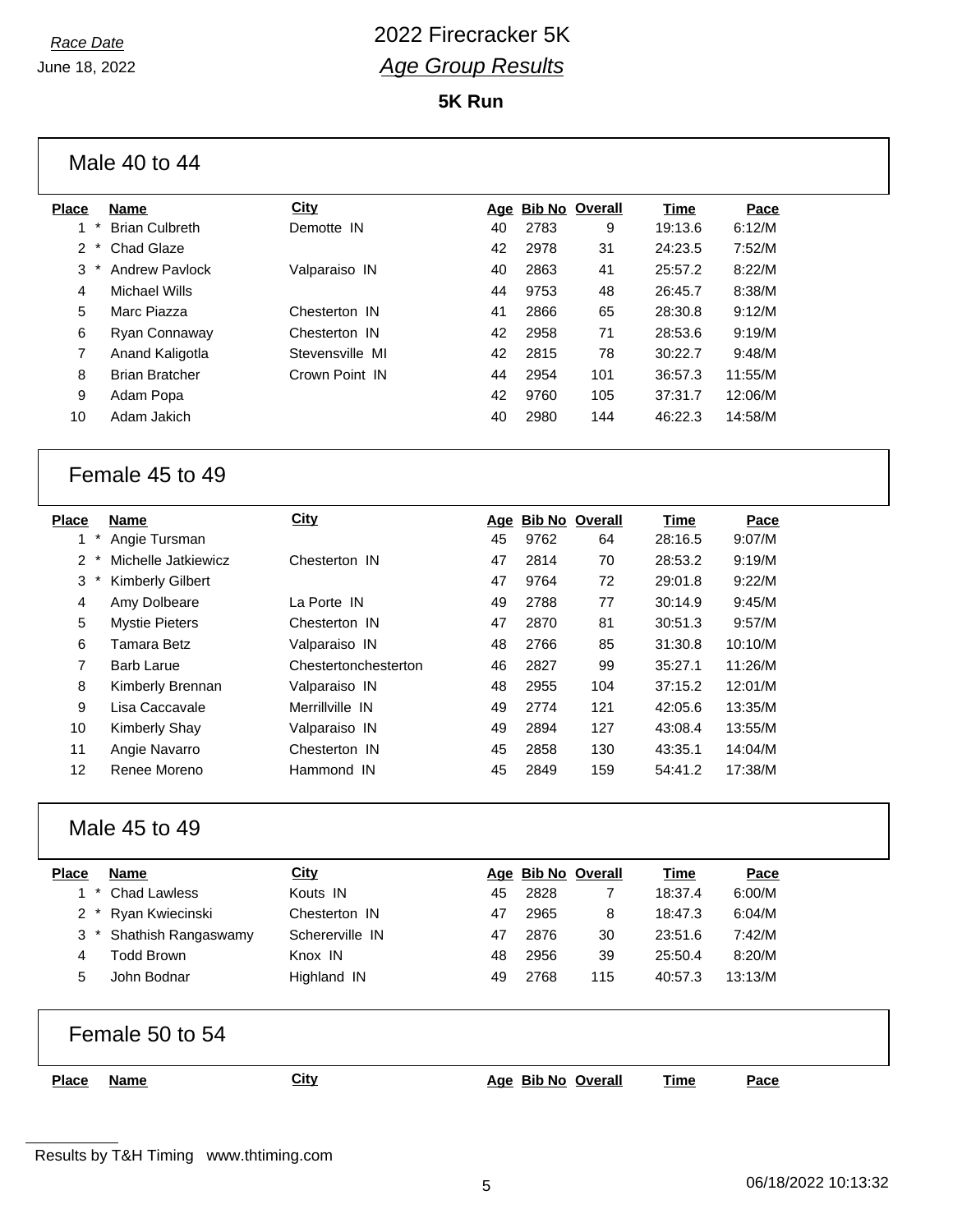# 2022 Firecracker 5K

*Race Date*
June 18, 2022

## *Age Group Results*

### 5K Run

#### Male 40 to 44

| Place | Name | City | Age | Bib No | Overall | Time | Pace |
|---|---|---|---|---|---|---|---|
| 1 * | Brian Culbreth | Demotte IN | 40 | 2783 | 9 | 19:13.6 | 6:12/M |
| 2 * | Chad Glaze | | 42 | 2978 | 31 | 24:23.5 | 7:52/M |
| 3 * | Andrew Pavlock | Valparaiso IN | 40 | 2863 | 41 | 25:57.2 | 8:22/M |
| 4 | Michael Wills | | 44 | 9753 | 48 | 26:45.7 | 8:38/M |
| 5 | Marc Piazza | Chesterton IN | 41 | 2866 | 65 | 28:30.8 | 9:12/M |
| 6 | Ryan Connaway | Chesterton IN | 42 | 2958 | 71 | 28:53.6 | 9:19/M |
| 7 | Anand Kaligotla | Stevensville MI | 42 | 2815 | 78 | 30:22.7 | 9:48/M |
| 8 | Brian Bratcher | Crown Point IN | 44 | 2954 | 101 | 36:57.3 | 11:55/M |
| 9 | Adam Popa | | 42 | 9760 | 105 | 37:31.7 | 12:06/M |
| 10 | Adam Jakich | | 40 | 2980 | 144 | 46:22.3 | 14:58/M |

#### Female 45 to 49

| Place | Name | City | Age | Bib No | Overall | Time | Pace |
|---|---|---|---|---|---|---|---|
| 1 * | Angie Tursman | | 45 | 9762 | 64 | 28:16.5 | 9:07/M |
| 2 * | Michelle Jatkiewicz | Chesterton IN | 47 | 2814 | 70 | 28:53.2 | 9:19/M |
| 3 * | Kimberly Gilbert | | 47 | 9764 | 72 | 29:01.8 | 9:22/M |
| 4 | Amy Dolbeare | La Porte IN | 49 | 2788 | 77 | 30:14.9 | 9:45/M |
| 5 | Mystie Pieters | Chesterton IN | 47 | 2870 | 81 | 30:51.3 | 9:57/M |
| 6 | Tamara Betz | Valparaiso IN | 48 | 2766 | 85 | 31:30.8 | 10:10/M |
| 7 | Barb Larue | Chestertonchesterton | 46 | 2827 | 99 | 35:27.1 | 11:26/M |
| 8 | Kimberly Brennan | Valparaiso IN | 48 | 2955 | 104 | 37:15.2 | 12:01/M |
| 9 | Lisa Caccavale | Merrillville IN | 49 | 2774 | 121 | 42:05.6 | 13:35/M |
| 10 | Kimberly Shay | Valparaiso IN | 49 | 2894 | 127 | 43:08.4 | 13:55/M |
| 11 | Angie Navarro | Chesterton IN | 45 | 2858 | 130 | 43:35.1 | 14:04/M |
| 12 | Renee Moreno | Hammond IN | 45 | 2849 | 159 | 54:41.2 | 17:38/M |

#### Male 45 to 49

| Place | Name | City | Age | Bib No | Overall | Time | Pace |
|---|---|---|---|---|---|---|---|
| 1 * | Chad Lawless | Kouts IN | 45 | 2828 | 7 | 18:37.4 | 6:00/M |
| 2 * | Ryan Kwiecinski | Chesterton IN | 47 | 2965 | 8 | 18:47.3 | 6:04/M |
| 3 * | Shathish Rangaswamy | Schererville IN | 47 | 2876 | 30 | 23:51.6 | 7:42/M |
| 4 | Todd Brown | Knox IN | 48 | 2956 | 39 | 25:50.4 | 8:20/M |
| 5 | John Bodnar | Highland IN | 49 | 2768 | 115 | 40:57.3 | 13:13/M |

#### Female 50 to 54

| Place | Name | City | Age | Bib No | Overall | Time | Pace |
|---|---|---|---|---|---|---|---|

Results by T&H Timing www.thtiming.com

06/18/2022 10:13:32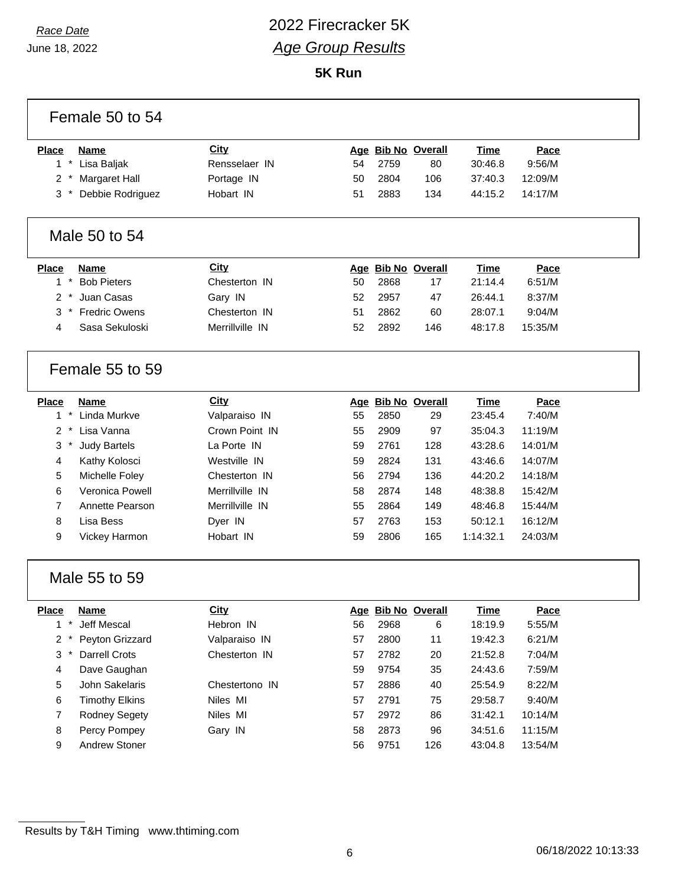Race Date
June 18, 2022

# 2022 Firecracker 5K
## *Age Group Results*

### 5K Run

### Female 50 to 54

| Place | Name | City | Age | Bib No | Overall | Time | Pace |
|---|---|---|---|---|---|---|---|
| 1 * | Lisa Baljak | Rensselaer IN | 54 | 2759 | 80 | 30:46.8 | 9:56/M |
| 2 * | Margaret Hall | Portage IN | 50 | 2804 | 106 | 37:40.3 | 12:09/M |
| 3 * | Debbie Rodriguez | Hobart IN | 51 | 2883 | 134 | 44:15.2 | 14:17/M |

### Male 50 to 54

| Place | Name | City | Age | Bib No | Overall | Time | Pace |
|---|---|---|---|---|---|---|---|
| 1 * | Bob Pieters | Chesterton IN | 50 | 2868 | 17 | 21:14.4 | 6:51/M |
| 2 * | Juan Casas | Gary IN | 52 | 2957 | 47 | 26:44.1 | 8:37/M |
| 3 * | Fredric Owens | Chesterton IN | 51 | 2862 | 60 | 28:07.1 | 9:04/M |
| 4 | Sasa Sekuloski | Merrillville IN | 52 | 2892 | 146 | 48:17.8 | 15:35/M |

### Female 55 to 59

| Place | Name | City | Age | Bib No | Overall | Time | Pace |
|---|---|---|---|---|---|---|---|
| 1 * | Linda Murkve | Valparaiso IN | 55 | 2850 | 29 | 23:45.4 | 7:40/M |
| 2 * | Lisa Vanna | Crown Point IN | 55 | 2909 | 97 | 35:04.3 | 11:19/M |
| 3 * | Judy Bartels | La Porte IN | 59 | 2761 | 128 | 43:28.6 | 14:01/M |
| 4 | Kathy Kolosci | Westville IN | 59 | 2824 | 131 | 43:46.6 | 14:07/M |
| 5 | Michelle Foley | Chesterton IN | 56 | 2794 | 136 | 44:20.2 | 14:18/M |
| 6 | Veronica Powell | Merrillville IN | 58 | 2874 | 148 | 48:38.8 | 15:42/M |
| 7 | Annette Pearson | Merrillville IN | 55 | 2864 | 149 | 48:46.8 | 15:44/M |
| 8 | Lisa Bess | Dyer IN | 57 | 2763 | 153 | 50:12.1 | 16:12/M |
| 9 | Vickey Harmon | Hobart IN | 59 | 2806 | 165 | 1:14:32.1 | 24:03/M |

### Male 55 to 59

| Place | Name | City | Age | Bib No | Overall | Time | Pace |
|---|---|---|---|---|---|---|---|
| 1 * | Jeff Mescal | Hebron IN | 56 | 2968 | 6 | 18:19.9 | 5:55/M |
| 2 * | Peyton Grizzard | Valparaiso IN | 57 | 2800 | 11 | 19:42.3 | 6:21/M |
| 3 * | Darrell Crots | Chesterton IN | 57 | 2782 | 20 | 21:52.8 | 7:04/M |
| 4 | Dave Gaughan | | 59 | 9754 | 35 | 24:43.6 | 7:59/M |
| 5 | John Sakelaris | Chestertono IN | 57 | 2886 | 40 | 25:54.9 | 8:22/M |
| 6 | Timothy Elkins | Niles MI | 57 | 2791 | 75 | 29:58.7 | 9:40/M |
| 7 | Rodney Segety | Niles MI | 57 | 2972 | 86 | 31:42.1 | 10:14/M |
| 8 | Percy Pompey | Gary IN | 58 | 2873 | 96 | 34:51.6 | 11:15/M |
| 9 | Andrew Stoner | | 56 | 9751 | 126 | 43:04.8 | 13:54/M |

Results by T&H Timing www.thtiming.com

06/18/2022 10:13:33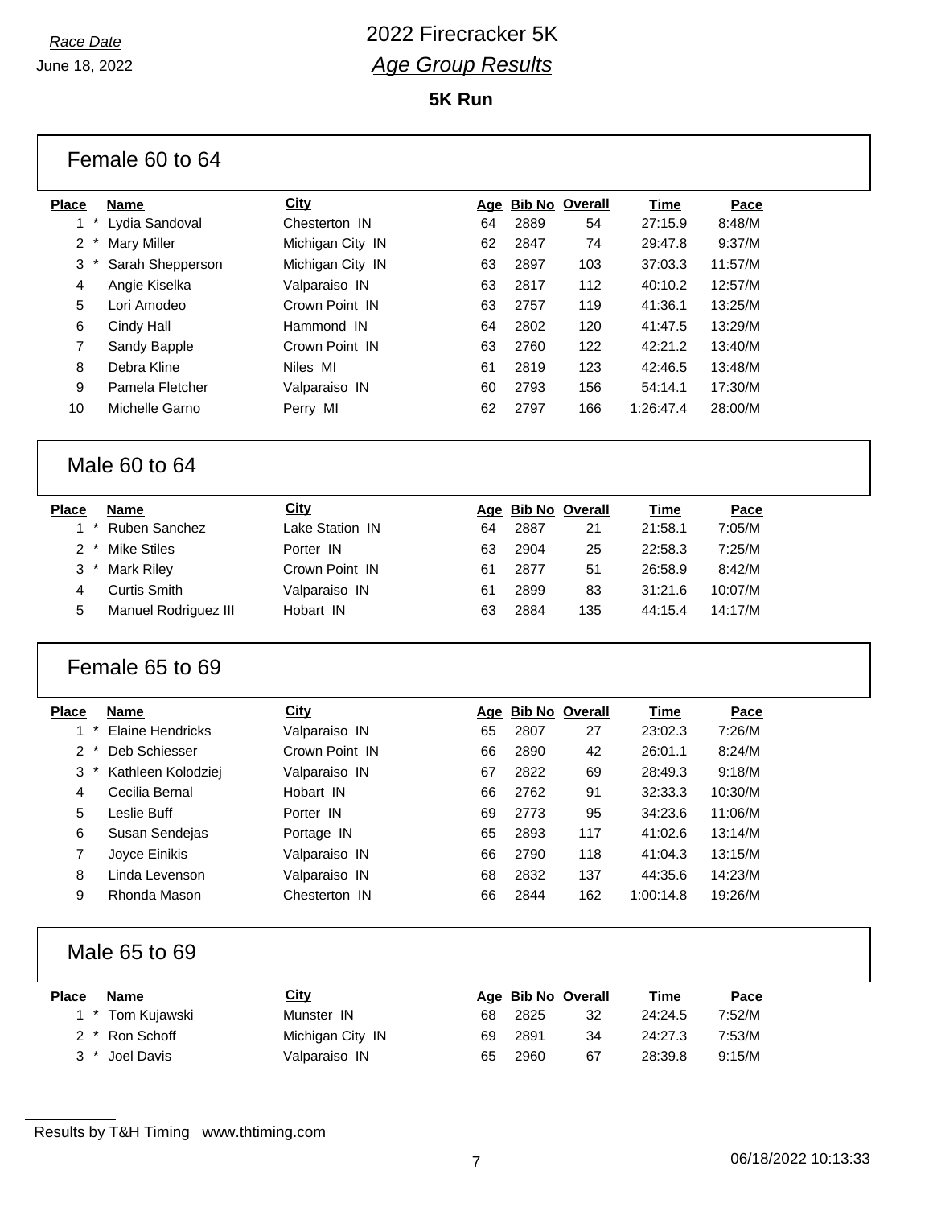*Race Date*

June 18, 2022

# 2022 Firecracker 5K

## *Age Group Results*

**5K Run**

### Female 60 to 64

| Place | Name | City | Age | Bib No | Overall | Time | Pace |
|---|---|---|---|---|---|---|---|
| 1 * | Lydia Sandoval | Chesterton IN | 64 | 2889 | 54 | 27:15.9 | 8:48/M |
| 2 * | Mary Miller | Michigan City IN | 62 | 2847 | 74 | 29:47.8 | 9:37/M |
| 3 * | Sarah Shepperson | Michigan City IN | 63 | 2897 | 103 | 37:03.3 | 11:57/M |
| 4 | Angie Kiselka | Valparaiso IN | 63 | 2817 | 112 | 40:10.2 | 12:57/M |
| 5 | Lori Amodeo | Crown Point IN | 63 | 2757 | 119 | 41:36.1 | 13:25/M |
| 6 | Cindy Hall | Hammond IN | 64 | 2802 | 120 | 41:47.5 | 13:29/M |
| 7 | Sandy Bapple | Crown Point IN | 63 | 2760 | 122 | 42:21.2 | 13:40/M |
| 8 | Debra Kline | Niles MI | 61 | 2819 | 123 | 42:46.5 | 13:48/M |
| 9 | Pamela Fletcher | Valparaiso IN | 60 | 2793 | 156 | 54:14.1 | 17:30/M |
| 10 | Michelle Garno | Perry MI | 62 | 2797 | 166 | 1:26:47.4 | 28:00/M |

### Male 60 to 64

| Place | Name | City | Age | Bib No | Overall | Time | Pace |
|---|---|---|---|---|---|---|---|
| 1 * | Ruben Sanchez | Lake Station IN | 64 | 2887 | 21 | 21:58.1 | 7:05/M |
| 2 * | Mike Stiles | Porter IN | 63 | 2904 | 25 | 22:58.3 | 7:25/M |
| 3 * | Mark Riley | Crown Point IN | 61 | 2877 | 51 | 26:58.9 | 8:42/M |
| 4 | Curtis Smith | Valparaiso IN | 61 | 2899 | 83 | 31:21.6 | 10:07/M |
| 5 | Manuel Rodriguez III | Hobart IN | 63 | 2884 | 135 | 44:15.4 | 14:17/M |

### Female 65 to 69

| Place | Name | City | Age | Bib No | Overall | Time | Pace |
|---|---|---|---|---|---|---|---|
| 1 * | Elaine Hendricks | Valparaiso IN | 65 | 2807 | 27 | 23:02.3 | 7:26/M |
| 2 * | Deb Schiesser | Crown Point IN | 66 | 2890 | 42 | 26:01.1 | 8:24/M |
| 3 * | Kathleen Kolodziej | Valparaiso IN | 67 | 2822 | 69 | 28:49.3 | 9:18/M |
| 4 | Cecilia Bernal | Hobart IN | 66 | 2762 | 91 | 32:33.3 | 10:30/M |
| 5 | Leslie Buff | Porter IN | 69 | 2773 | 95 | 34:23.6 | 11:06/M |
| 6 | Susan Sendejas | Portage IN | 65 | 2893 | 117 | 41:02.6 | 13:14/M |
| 7 | Joyce Einikis | Valparaiso IN | 66 | 2790 | 118 | 41:04.3 | 13:15/M |
| 8 | Linda Levenson | Valparaiso IN | 68 | 2832 | 137 | 44:35.6 | 14:23/M |
| 9 | Rhonda Mason | Chesterton IN | 66 | 2844 | 162 | 1:00:14.8 | 19:26/M |

### Male 65 to 69

| Place | Name | City | Age | Bib No | Overall | Time | Pace |
|---|---|---|---|---|---|---|---|
| 1 * | Tom Kujawski | Munster IN | 68 | 2825 | 32 | 24:24.5 | 7:52/M |
| 2 * | Ron Schoff | Michigan City IN | 69 | 2891 | 34 | 24:27.3 | 7:53/M |
| 3 * | Joel Davis | Valparaiso IN | 65 | 2960 | 67 | 28:39.8 | 9:15/M |

Results by T&H Timing www.thtiming.com

06/18/2022 10:13:33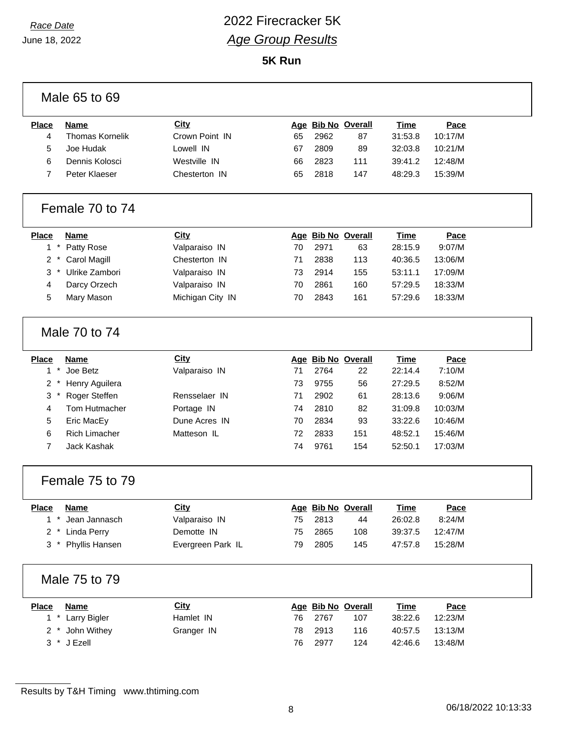*Race Date*

June 18, 2022

# 2022 Firecracker 5K

## *Age Group Results*

**5K Run**

### Male 65 to 69

| Place | Name | City | Age | Bib No | Overall | Time | Pace |
|---|---|---|---|---|---|---|---|
| 4 | Thomas Kornelik | Crown Point IN | 65 | 2962 | 87 | 31:53.8 | 10:17/M |
| 5 | Joe Hudak | Lowell IN | 67 | 2809 | 89 | 32:03.8 | 10:21/M |
| 6 | Dennis Kolosci | Westville IN | 66 | 2823 | 111 | 39:41.2 | 12:48/M |
| 7 | Peter Klaeser | Chesterton IN | 65 | 2818 | 147 | 48:29.3 | 15:39/M |

### Female 70 to 74

| Place | Name | City | Age | Bib No | Overall | Time | Pace |
|---|---|---|---|---|---|---|---|
| 1 * | Patty Rose | Valparaiso IN | 70 | 2971 | 63 | 28:15.9 | 9:07/M |
| 2 * | Carol Magill | Chesterton IN | 71 | 2838 | 113 | 40:36.5 | 13:06/M |
| 3 * | Ulrike Zambori | Valparaiso IN | 73 | 2914 | 155 | 53:11.1 | 17:09/M |
| 4 | Darcy Orzech | Valparaiso IN | 70 | 2861 | 160 | 57:29.5 | 18:33/M |
| 5 | Mary Mason | Michigan City IN | 70 | 2843 | 161 | 57:29.6 | 18:33/M |

### Male 70 to 74

| Place | Name | City | Age | Bib No | Overall | Time | Pace |
|---|---|---|---|---|---|---|---|
| 1 * | Joe Betz | Valparaiso IN | 71 | 2764 | 22 | 22:14.4 | 7:10/M |
| 2 * | Henry Aguilera | | 73 | 9755 | 56 | 27:29.5 | 8:52/M |
| 3 * | Roger Steffen | Rensselaer IN | 71 | 2902 | 61 | 28:13.6 | 9:06/M |
| 4 | Tom Hutmacher | Portage IN | 74 | 2810 | 82 | 31:09.8 | 10:03/M |
| 5 | Eric MacEy | Dune Acres IN | 70 | 2834 | 93 | 33:22.6 | 10:46/M |
| 6 | Rich Limacher | Matteson IL | 72 | 2833 | 151 | 48:52.1 | 15:46/M |
| 7 | Jack Kashak | | 74 | 9761 | 154 | 52:50.1 | 17:03/M |

### Female 75 to 79

| Place | Name | City | Age | Bib No | Overall | Time | Pace |
|---|---|---|---|---|---|---|---|
| 1 * | Jean Jannasch | Valparaiso IN | 75 | 2813 | 44 | 26:02.8 | 8:24/M |
| 2 * | Linda Perry | Demotte IN | 75 | 2865 | 108 | 39:37.5 | 12:47/M |
| 3 * | Phyllis Hansen | Evergreen Park IL | 79 | 2805 | 145 | 47:57.8 | 15:28/M |

### Male 75 to 79

| Place | Name | City | Age | Bib No | Overall | Time | Pace |
|---|---|---|---|---|---|---|---|
| 1 * | Larry Bigler | Hamlet IN | 76 | 2767 | 107 | 38:22.6 | 12:23/M |
| 2 * | John Withey | Granger IN | 78 | 2913 | 116 | 40:57.5 | 13:13/M |
| 3 * | J Ezell | | 76 | 2977 | 124 | 42:46.6 | 13:48/M |

Results by T&H Timing www.thtiming.com

06/18/2022 10:13:33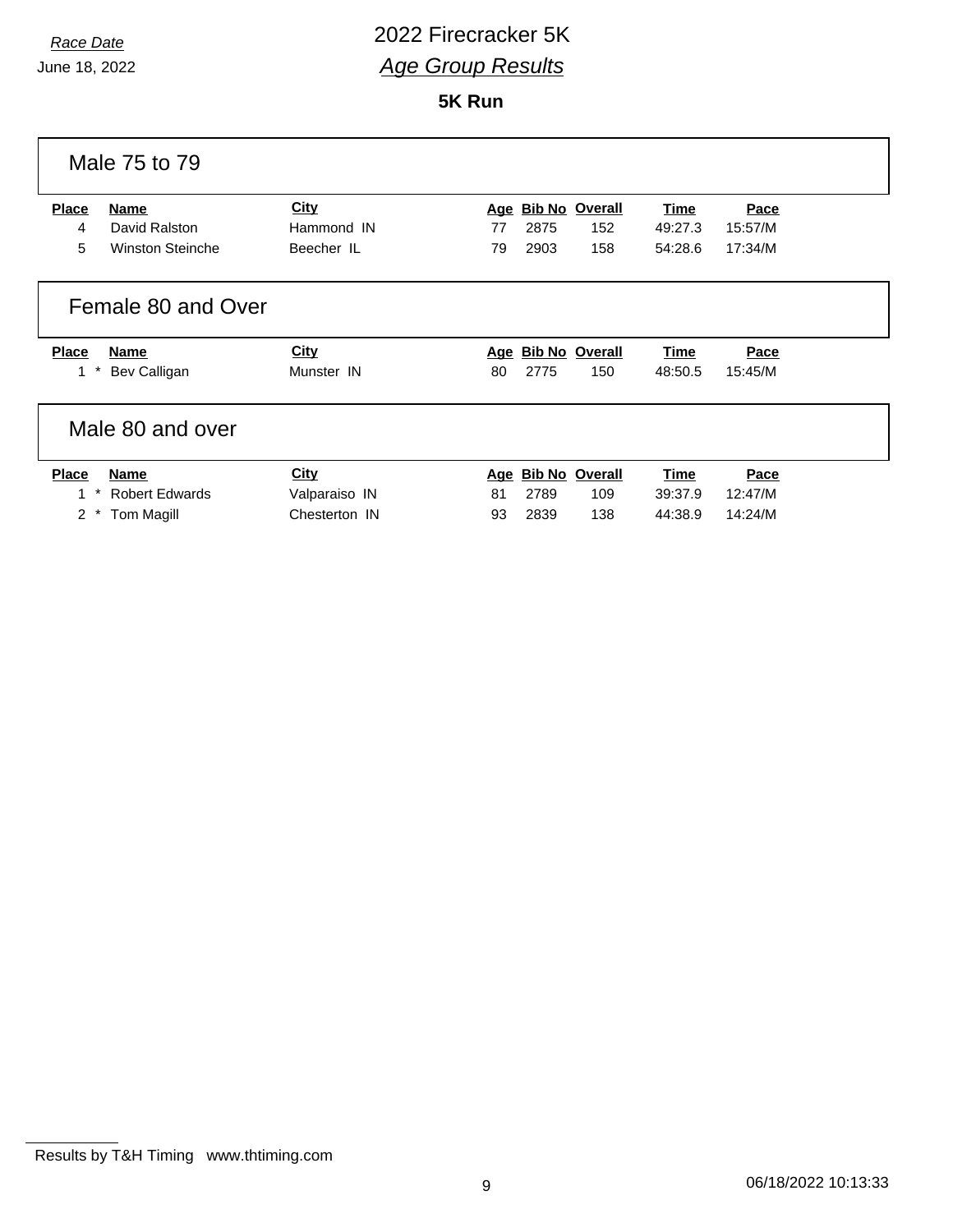*Race Date*

June 18, 2022

# 2022 Firecracker 5K

## *Age Group Results*

**5K Run**

### Male 75 to 79

| Place | Name | City | Age | Bib No | Overall | Time | Pace |
|---|---|---|---|---|---|---|---|
| 4 | David Ralston | Hammond IN | 77 | 2875 | 152 | 49:27.3 | 15:57/M |
| 5 | Winston Steinche | Beecher IL | 79 | 2903 | 158 | 54:28.6 | 17:34/M |

### Female 80 and Over

| Place | Name | City | Age | Bib No | Overall | Time | Pace |
|---|---|---|---|---|---|---|---|
| 1 * | Bev Calligan | Munster IN | 80 | 2775 | 150 | 48:50.5 | 15:45/M |

### Male 80 and over

| Place | Name | City | Age | Bib No | Overall | Time | Pace |
|---|---|---|---|---|---|---|---|
| 1 * | Robert Edwards | Valparaiso IN | 81 | 2789 | 109 | 39:37.9 | 12:47/M |
| 2 * | Tom Magill | Chesterton IN | 93 | 2839 | 138 | 44:38.9 | 14:24/M |

Results by T&H Timing www.thtiming.com

06/18/2022 10:13:33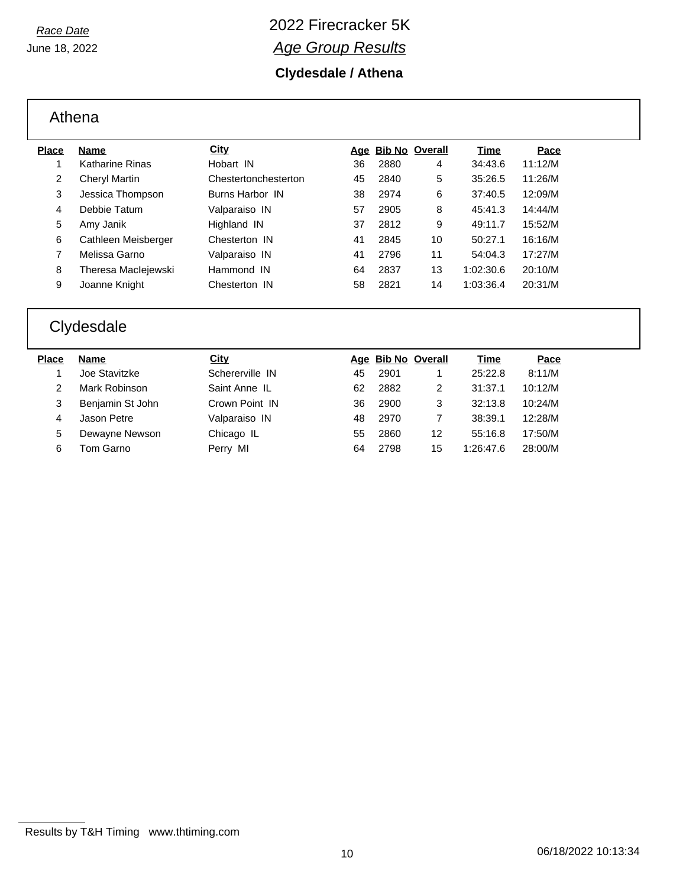*Race Date*
June 18, 2022

# 2022 Firecracker 5K

## *Age Group Results*

### Clydesdale / Athena

## Athena

| Place | Name | City | Age | Bib No | Overall | Time | Pace |
|---|---|---|---|---|---|---|---|
| 1 | Katharine Rinas | Hobart IN | 36 | 2880 | 4 | 34:43.6 | 11:12/M |
| 2 | Cheryl Martin | Chestertonchesterton | 45 | 2840 | 5 | 35:26.5 | 11:26/M |
| 3 | Jessica Thompson | Burns Harbor IN | 38 | 2974 | 6 | 37:40.5 | 12:09/M |
| 4 | Debbie Tatum | Valparaiso IN | 57 | 2905 | 8 | 45:41.3 | 14:44/M |
| 5 | Amy Janik | Highland IN | 37 | 2812 | 9 | 49:11.7 | 15:52/M |
| 6 | Cathleen Meisberger | Chesterton IN | 41 | 2845 | 10 | 50:27.1 | 16:16/M |
| 7 | Melissa Garno | Valparaiso IN | 41 | 2796 | 11 | 54:04.3 | 17:27/M |
| 8 | Theresa MacIejewski | Hammond IN | 64 | 2837 | 13 | 1:02:30.6 | 20:10/M |
| 9 | Joanne Knight | Chesterton IN | 58 | 2821 | 14 | 1:03:36.4 | 20:31/M |

## Clydesdale

| Place | Name | City | Age | Bib No | Overall | Time | Pace |
|---|---|---|---|---|---|---|---|
| 1 | Joe Stavitzke | Schererville IN | 45 | 2901 | 1 | 25:22.8 | 8:11/M |
| 2 | Mark Robinson | Saint Anne IL | 62 | 2882 | 2 | 31:37.1 | 10:12/M |
| 3 | Benjamin St John | Crown Point IN | 36 | 2900 | 3 | 32:13.8 | 10:24/M |
| 4 | Jason Petre | Valparaiso IN | 48 | 2970 | 7 | 38:39.1 | 12:28/M |
| 5 | Dewayne Newson | Chicago IL | 55 | 2860 | 12 | 55:16.8 | 17:50/M |
| 6 | Tom Garno | Perry MI | 64 | 2798 | 15 | 1:26:47.6 | 28:00/M |

Results by T&H Timing www.thtiming.com

06/18/2022 10:13:34